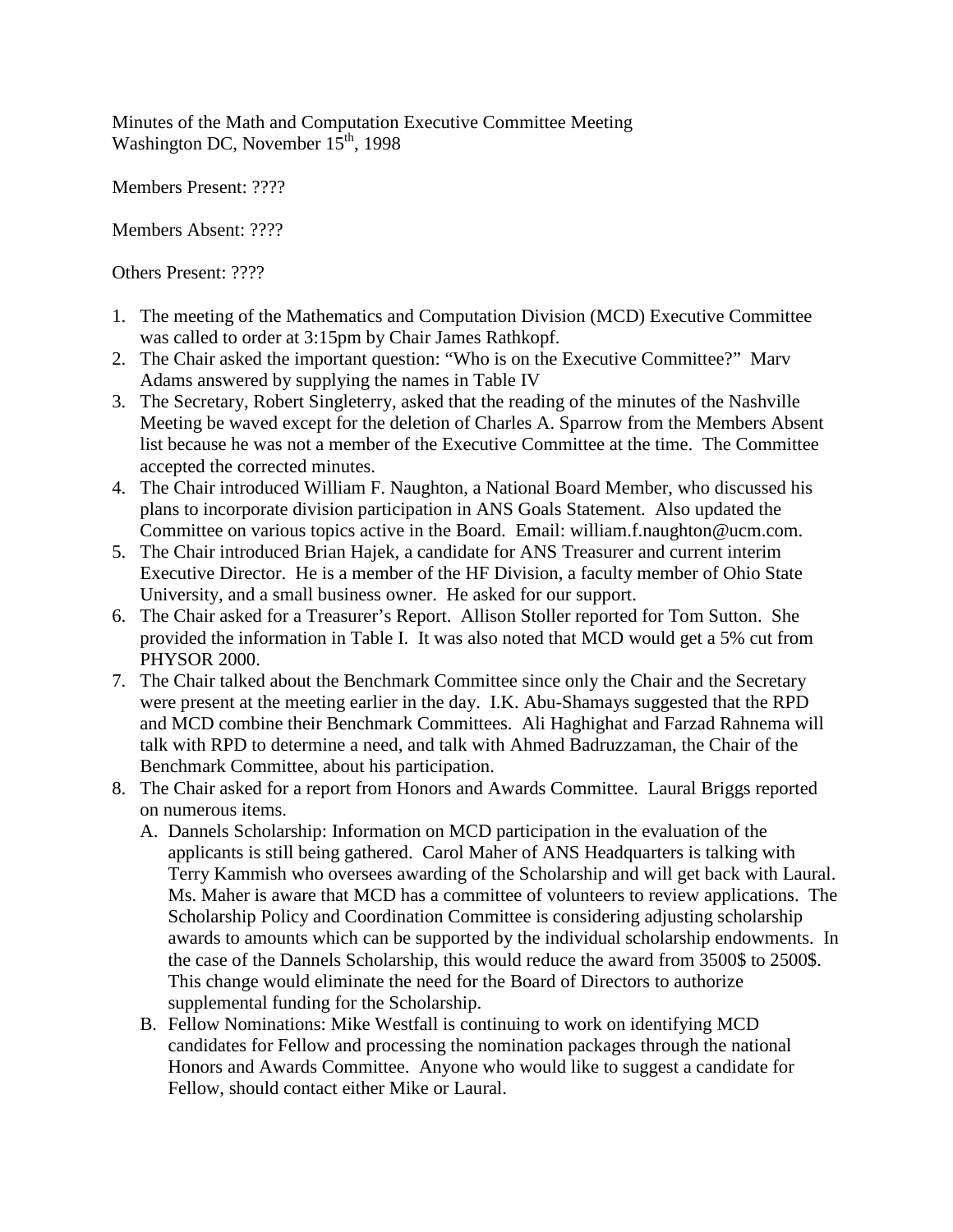Minutes of the Math and Computation Executive Committee Meeting
Washington DC, November 15th, 1998

Members Present: ????

Members Absent: ????

Others Present: ????

1. The meeting of the Mathematics and Computation Division (MCD) Executive Committee was called to order at 3:15pm by Chair James Rathkopf.
2. The Chair asked the important question: "Who is on the Executive Committee?" Marv Adams answered by supplying the names in Table IV
3. The Secretary, Robert Singleterry, asked that the reading of the minutes of the Nashville Meeting be waved except for the deletion of Charles A. Sparrow from the Members Absent list because he was not a member of the Executive Committee at the time. The Committee accepted the corrected minutes.
4. The Chair introduced William F. Naughton, a National Board Member, who discussed his plans to incorporate division participation in ANS Goals Statement. Also updated the Committee on various topics active in the Board. Email: william.f.naughton@ucm.com.
5. The Chair introduced Brian Hajek, a candidate for ANS Treasurer and current interim Executive Director. He is a member of the HF Division, a faculty member of Ohio State University, and a small business owner. He asked for our support.
6. The Chair asked for a Treasurer's Report. Allison Stoller reported for Tom Sutton. She provided the information in Table I. It was also noted that MCD would get a 5% cut from PHYSOR 2000.
7. The Chair talked about the Benchmark Committee since only the Chair and the Secretary were present at the meeting earlier in the day. I.K. Abu-Shamays suggested that the RPD and MCD combine their Benchmark Committees. Ali Haghighat and Farzad Rahnema will talk with RPD to determine a need, and talk with Ahmed Badruzzaman, the Chair of the Benchmark Committee, about his participation.
8. The Chair asked for a report from Honors and Awards Committee. Laural Briggs reported on numerous items.
   A. Dannels Scholarship: Information on MCD participation in the evaluation of the applicants is still being gathered. Carol Maher of ANS Headquarters is talking with Terry Kammish who oversees awarding of the Scholarship and will get back with Laural. Ms. Maher is aware that MCD has a committee of volunteers to review applications. The Scholarship Policy and Coordination Committee is considering adjusting scholarship awards to amounts which can be supported by the individual scholarship endowments. In the case of the Dannels Scholarship, this would reduce the award from 3500$ to 2500$. This change would eliminate the need for the Board of Directors to authorize supplemental funding for the Scholarship.
   B. Fellow Nominations: Mike Westfall is continuing to work on identifying MCD candidates for Fellow and processing the nomination packages through the national Honors and Awards Committee. Anyone who would like to suggest a candidate for Fellow, should contact either Mike or Laural.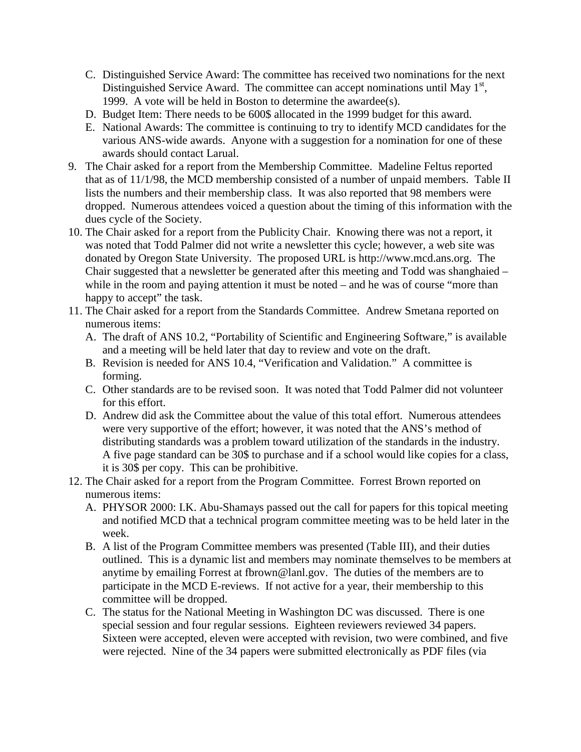C. Distinguished Service Award: The committee has received two nominations for the next Distinguished Service Award. The committee can accept nominations until May 1st, 1999. A vote will be held in Boston to determine the awardee(s).
   D. Budget Item: There needs to be 600$ allocated in the 1999 budget for this award.
   E. National Awards: The committee is continuing to try to identify MCD candidates for the various ANS-wide awards. Anyone with a suggestion for a nomination for one of these awards should contact Larual.

9. The Chair asked for a report from the Membership Committee. Madeline Feltus reported that as of 11/1/98, the MCD membership consisted of a number of unpaid members. Table II lists the numbers and their membership class. It was also reported that 98 members were dropped. Numerous attendees voiced a question about the timing of this information with the dues cycle of the Society.
10. The Chair asked for a report from the Publicity Chair. Knowing there was not a report, it was noted that Todd Palmer did not write a newsletter this cycle; however, a web site was donated by Oregon State University. The proposed URL is http://www.mcd.ans.org. The Chair suggested that a newsletter be generated after this meeting and Todd was shanghaied – while in the room and paying attention it must be noted – and he was of course "more than happy to accept" the task.
11. The Chair asked for a report from the Standards Committee. Andrew Smetana reported on numerous items:
    A. The draft of ANS 10.2, "Portability of Scientific and Engineering Software," is available and a meeting will be held later that day to review and vote on the draft.
    B. Revision is needed for ANS 10.4, "Verification and Validation." A committee is forming.
    C. Other standards are to be revised soon. It was noted that Todd Palmer did not volunteer for this effort.
    D. Andrew did ask the Committee about the value of this total effort. Numerous attendees were very supportive of the effort; however, it was noted that the ANS's method of distributing standards was a problem toward utilization of the standards in the industry. A five page standard can be 30$ to purchase and if a school would like copies for a class, it is 30$ per copy. This can be prohibitive.
12. The Chair asked for a report from the Program Committee. Forrest Brown reported on numerous items:
    A. PHYSOR 2000: I.K. Abu-Shamays passed out the call for papers for this topical meeting and notified MCD that a technical program committee meeting was to be held later in the week.
    B. A list of the Program Committee members was presented (Table III), and their duties outlined. This is a dynamic list and members may nominate themselves to be members at anytime by emailing Forrest at fbrown@lanl.gov. The duties of the members are to participate in the MCD E-reviews. If not active for a year, their membership to this committee will be dropped.
    C. The status for the National Meeting in Washington DC was discussed. There is one special session and four regular sessions. Eighteen reviewers reviewed 34 papers. Sixteen were accepted, eleven were accepted with revision, two were combined, and five were rejected. Nine of the 34 papers were submitted electronically as PDF files (via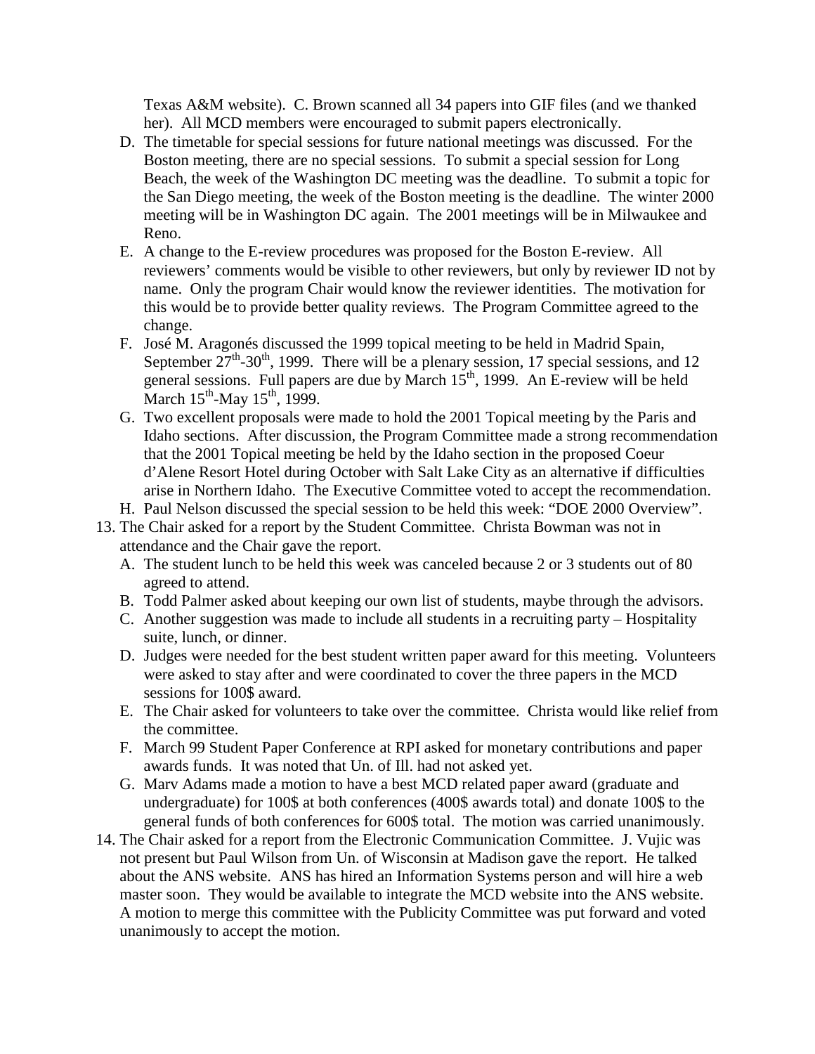Texas A&M website). C. Brown scanned all 34 papers into GIF files (and we thanked her). All MCD members were encouraged to submit papers electronically.

   D. The timetable for special sessions for future national meetings was discussed. For the Boston meeting, there are no special sessions. To submit a special session for Long Beach, the week of the Washington DC meeting was the deadline. To submit a topic for the San Diego meeting, the week of the Boston meeting is the deadline. The winter 2000 meeting will be in Washington DC again. The 2001 meetings will be in Milwaukee and Reno.
   E. A change to the E-review procedures was proposed for the Boston E-review. All reviewers' comments would be visible to other reviewers, but only by reviewer ID not by name. Only the program Chair would know the reviewer identities. The motivation for this would be to provide better quality reviews. The Program Committee agreed to the change.
   F. José M. Aragonés discussed the 1999 topical meeting to be held in Madrid Spain, September 27th-30th, 1999. There will be a plenary session, 17 special sessions, and 12 general sessions. Full papers are due by March 15th, 1999. An E-review will be held March 15th-May 15th, 1999.
   G. Two excellent proposals were made to hold the 2001 Topical meeting by the Paris and Idaho sections. After discussion, the Program Committee made a strong recommendation that the 2001 Topical meeting be held by the Idaho section in the proposed Coeur d'Alene Resort Hotel during October with Salt Lake City as an alternative if difficulties arise in Northern Idaho. The Executive Committee voted to accept the recommendation.
   H. Paul Nelson discussed the special session to be held this week: "DOE 2000 Overview".

13. The Chair asked for a report by the Student Committee. Christa Bowman was not in attendance and the Chair gave the report.
    A. The student lunch to be held this week was canceled because 2 or 3 students out of 80 agreed to attend.
    B. Todd Palmer asked about keeping our own list of students, maybe through the advisors.
    C. Another suggestion was made to include all students in a recruiting party – Hospitality suite, lunch, or dinner.
    D. Judges were needed for the best student written paper award for this meeting. Volunteers were asked to stay after and were coordinated to cover the three papers in the MCD sessions for 100$ award.
    E. The Chair asked for volunteers to take over the committee. Christa would like relief from the committee.
    F. March 99 Student Paper Conference at RPI asked for monetary contributions and paper awards funds. It was noted that Un. of Ill. had not asked yet.
    G. Marv Adams made a motion to have a best MCD related paper award (graduate and undergraduate) for 100$ at both conferences (400$ awards total) and donate 100$ to the general funds of both conferences for 600$ total. The motion was carried unanimously.

14. The Chair asked for a report from the Electronic Communication Committee. J. Vujic was not present but Paul Wilson from Un. of Wisconsin at Madison gave the report. He talked about the ANS website. ANS has hired an Information Systems person and will hire a web master soon. They would be available to integrate the MCD website into the ANS website. A motion to merge this committee with the Publicity Committee was put forward and voted unanimously to accept the motion.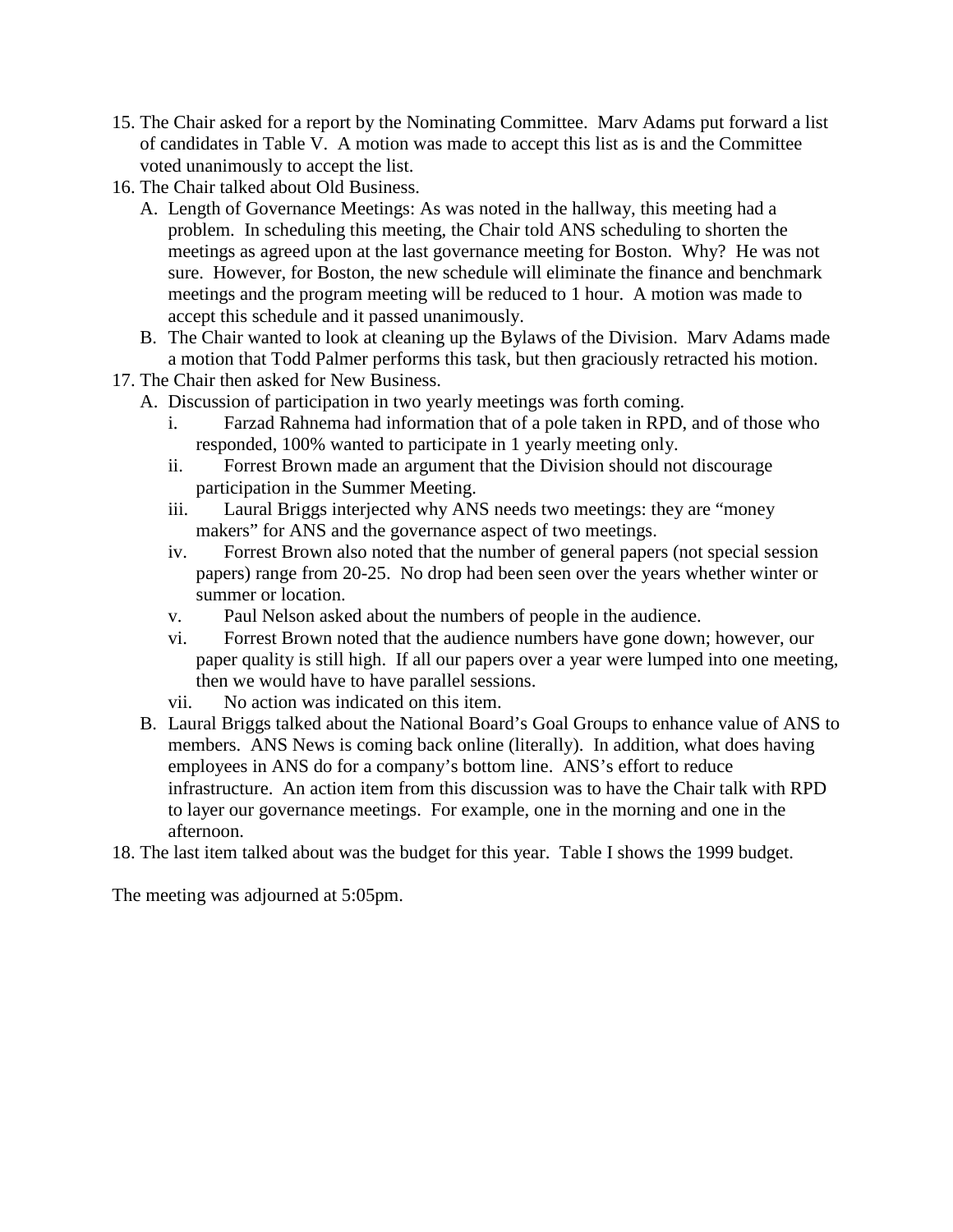15. The Chair asked for a report by the Nominating Committee. Marv Adams put forward a list of candidates in Table V. A motion was made to accept this list as is and the Committee voted unanimously to accept the list.
16. The Chair talked about Old Business.
    A. Length of Governance Meetings: As was noted in the hallway, this meeting had a problem. In scheduling this meeting, the Chair told ANS scheduling to shorten the meetings as agreed upon at the last governance meeting for Boston. Why? He was not sure. However, for Boston, the new schedule will eliminate the finance and benchmark meetings and the program meeting will be reduced to 1 hour. A motion was made to accept this schedule and it passed unanimously.
    B. The Chair wanted to look at cleaning up the Bylaws of the Division. Marv Adams made a motion that Todd Palmer performs this task, but then graciously retracted his motion.
17. The Chair then asked for New Business.
    A. Discussion of participation in two yearly meetings was forth coming.
        i. Farzad Rahnema had information that of a pole taken in RPD, and of those who responded, 100% wanted to participate in 1 yearly meeting only.
        ii. Forrest Brown made an argument that the Division should not discourage participation in the Summer Meeting.
        iii. Laural Briggs interjected why ANS needs two meetings: they are "money makers" for ANS and the governance aspect of two meetings.
        iv. Forrest Brown also noted that the number of general papers (not special session papers) range from 20-25. No drop had been seen over the years whether winter or summer or location.
        v. Paul Nelson asked about the numbers of people in the audience.
        vi. Forrest Brown noted that the audience numbers have gone down; however, our paper quality is still high. If all our papers over a year were lumped into one meeting, then we would have to have parallel sessions.
        vii. No action was indicated on this item.
    B. Laural Briggs talked about the National Board's Goal Groups to enhance value of ANS to members. ANS News is coming back online (literally). In addition, what does having employees in ANS do for a company's bottom line. ANS's effort to reduce infrastructure. An action item from this discussion was to have the Chair talk with RPD to layer our governance meetings. For example, one in the morning and one in the afternoon.
18. The last item talked about was the budget for this year. Table I shows the 1999 budget.

The meeting was adjourned at 5:05pm.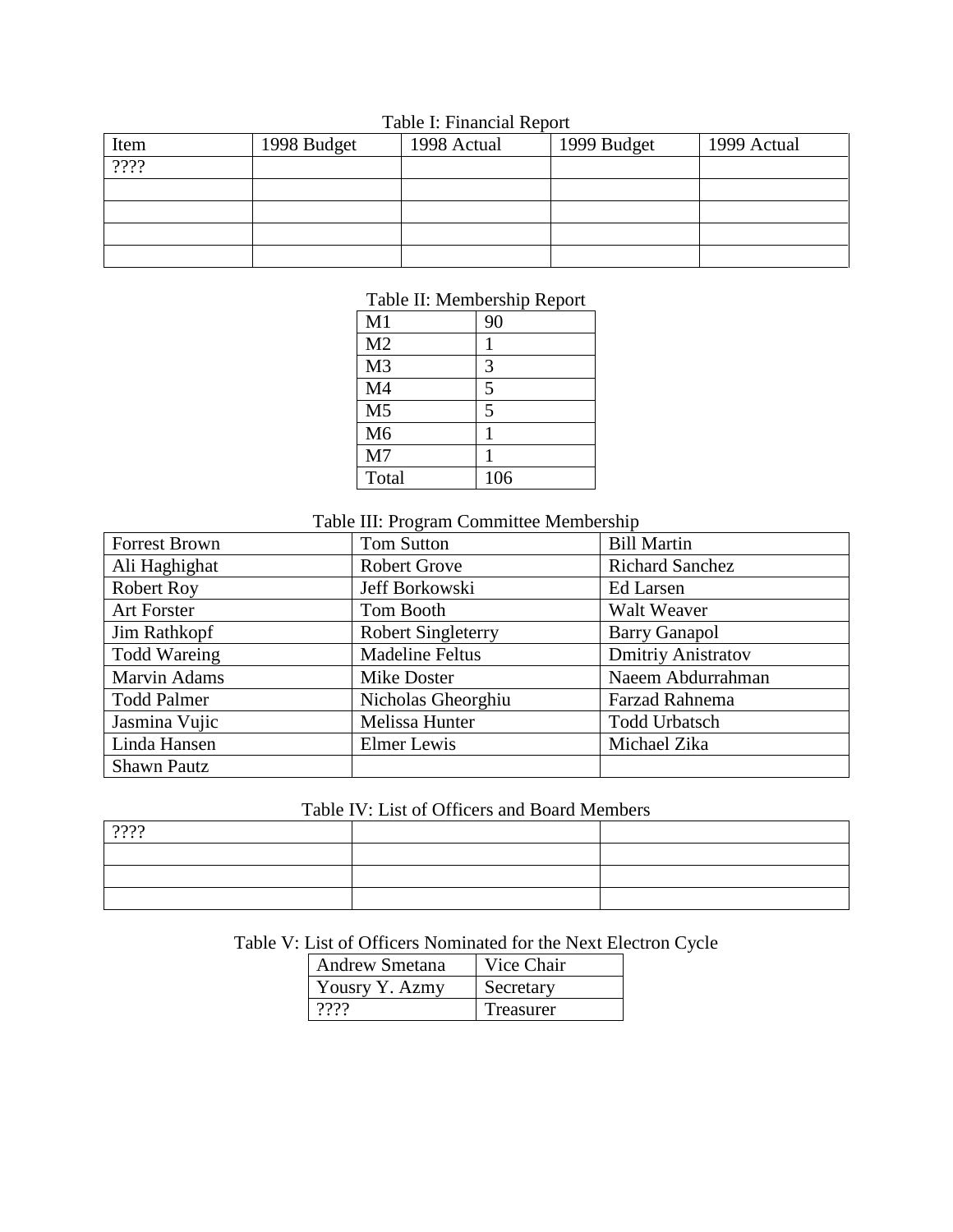Table I: Financial Report

| Item | 1998 Budget | 1998 Actual | 1999 Budget | 1999 Actual |
|---|---|---|---|---|
| ???? | | | | |
| | | | | |
| | | | | |
| | | | | |
| | | | | |

Table II: Membership Report

| | |
|---|---|
| M1 | 90 |
| M2 | 1 |
| M3 | 3 |
| M4 | 5 |
| M5 | 5 |
| M6 | 1 |
| M7 | 1 |
| Total | 106 |

Table III: Program Committee Membership

| | | |
|---|---|---|
| Forrest Brown | Tom Sutton | Bill Martin |
| Ali Haghighat | Robert Grove | Richard Sanchez |
| Robert Roy | Jeff Borkowski | Ed Larsen |
| Art Forster | Tom Booth | Walt Weaver |
| Jim Rathkopf | Robert Singleterry | Barry Ganapol |
| Todd Wareing | Madeline Feltus | Dmitriy Anistratov |
| Marvin Adams | Mike Doster | Naeem Abdurrahman |
| Todd Palmer | Nicholas Gheorghiu | Farzad Rahnema |
| Jasmina Vujic | Melissa Hunter | Todd Urbatsch |
| Linda Hansen | Elmer Lewis | Michael Zika |
| Shawn Pautz | | |

Table IV: List of Officers and Board Members

| | | |
|---|---|---|
| ???? | | |
| | | |
| | | |
| | | |

Table V: List of Officers Nominated for the Next Electron Cycle

| | |
|---|---|
| Andrew Smetana | Vice Chair |
| Yousry Y. Azmy | Secretary |
| ???? | Treasurer |